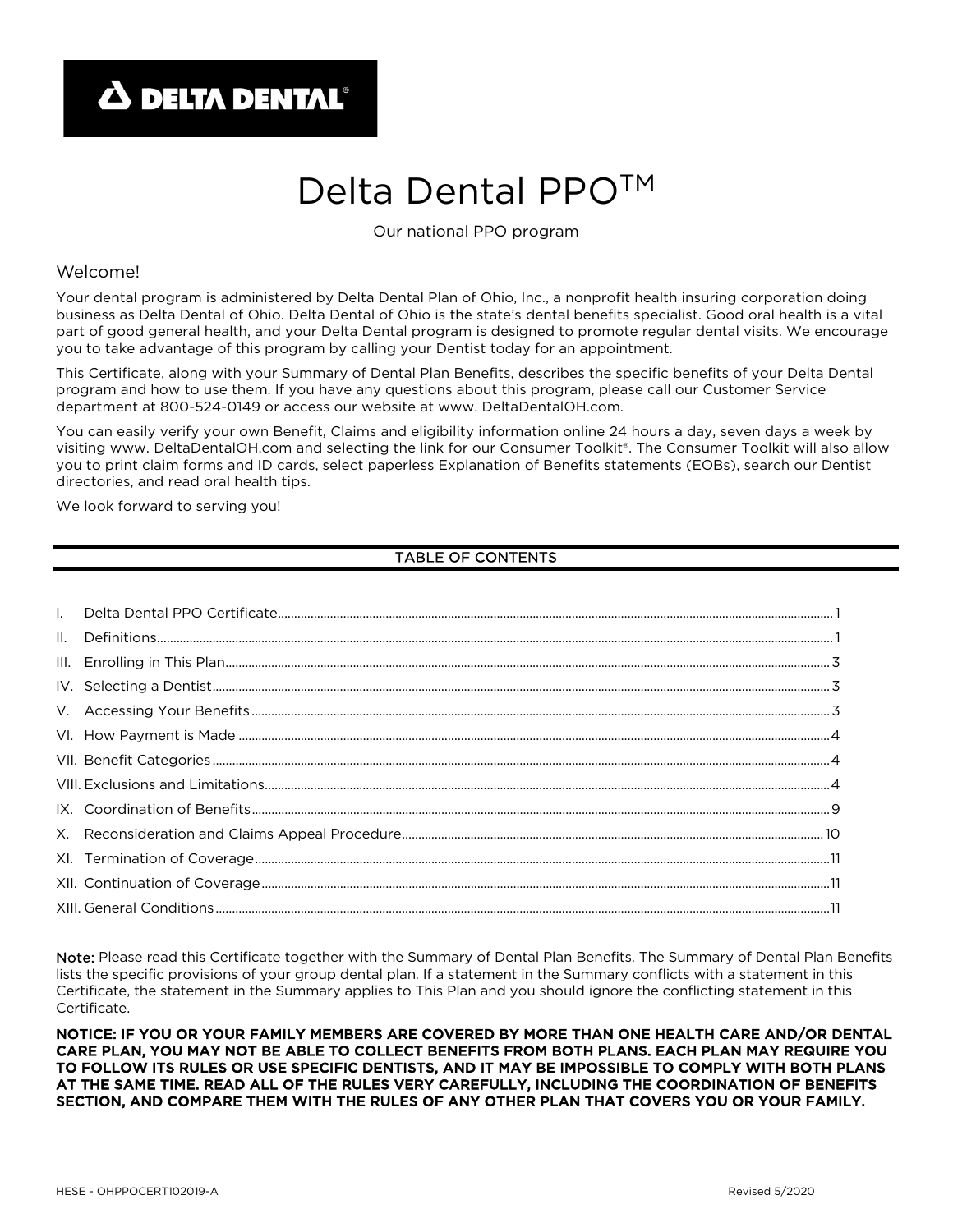DELTA DENTAL®

# Delta Dental PPO™

Our national PPO program

## Welcome!

Your dental program is administered by Delta Dental Plan of Ohio, Inc., a nonprofit health insuring corporation doing business as Delta Dental of Ohio. Delta Dental of Ohio is the state's dental benefits specialist. Good oral health is a vital part of good general health, and your Delta Dental program is designed to promote regular dental visits. We encourage you to take advantage of this program by calling your Dentist today for an appointment.

This Certificate, along with your Summary of Dental Plan Benefits, describes the specific benefits of your Delta Dental program and how to use them. If you have any questions about this program, please call our Customer Service department at 800-524-0149 or access our website at www. DeltaDentalOH.com.

You can easily verify your own Benefit, Claims and eligibility information online 24 hours a day, seven days a week by visiting www. DeltaDentalOH.com and selecting the link for our Consumer Toolkit®. The Consumer Toolkit will also allow you to print claim forms and ID cards, select paperless Explanation of Benefits statements (EOBs), search our Dentist directories, and read oral health tips.

We look forward to serving you!

## TABLE OF CONTENTS

- I. Delta Dental PPO Certificate ........ 1
- II. Definitions ........ 1
- III. Enrolling in This Plan ........ 3
- IV. Selecting a Dentist ........ 3
- V. Accessing Your Benefits ........ 3
- VI. How Payment is Made ........ 4
- VII. Benefit Categories ........ 4
- VIII. Exclusions and Limitations ........ 4
- IX. Coordination of Benefits ........ 9
- X. Reconsideration and Claims Appeal Procedure ........ 10
- XI. Termination of Coverage ........ 11
- XII. Continuation of Coverage ........ 11
- XIII. General Conditions ........ 11

**Note:** Please read this Certificate together with the Summary of Dental Plan Benefits. The Summary of Dental Plan Benefits lists the specific provisions of your group dental plan. If a statement in the Summary conflicts with a statement in this Certificate, the statement in the Summary applies to This Plan and you should ignore the conflicting statement in this Certificate.

**NOTICE: IF YOU OR YOUR FAMILY MEMBERS ARE COVERED BY MORE THAN ONE HEALTH CARE AND/OR DENTAL CARE PLAN, YOU MAY NOT BE ABLE TO COLLECT BENEFITS FROM BOTH PLANS. EACH PLAN MAY REQUIRE YOU TO FOLLOW ITS RULES OR USE SPECIFIC DENTISTS, AND IT MAY BE IMPOSSIBLE TO COMPLY WITH BOTH PLANS AT THE SAME TIME. READ ALL OF THE RULES VERY CAREFULLY, INCLUDING THE COORDINATION OF BENEFITS SECTION, AND COMPARE THEM WITH THE RULES OF ANY OTHER PLAN THAT COVERS YOU OR YOUR FAMILY.**

HESE - OHPPOCERT102019-A Revised 5/2020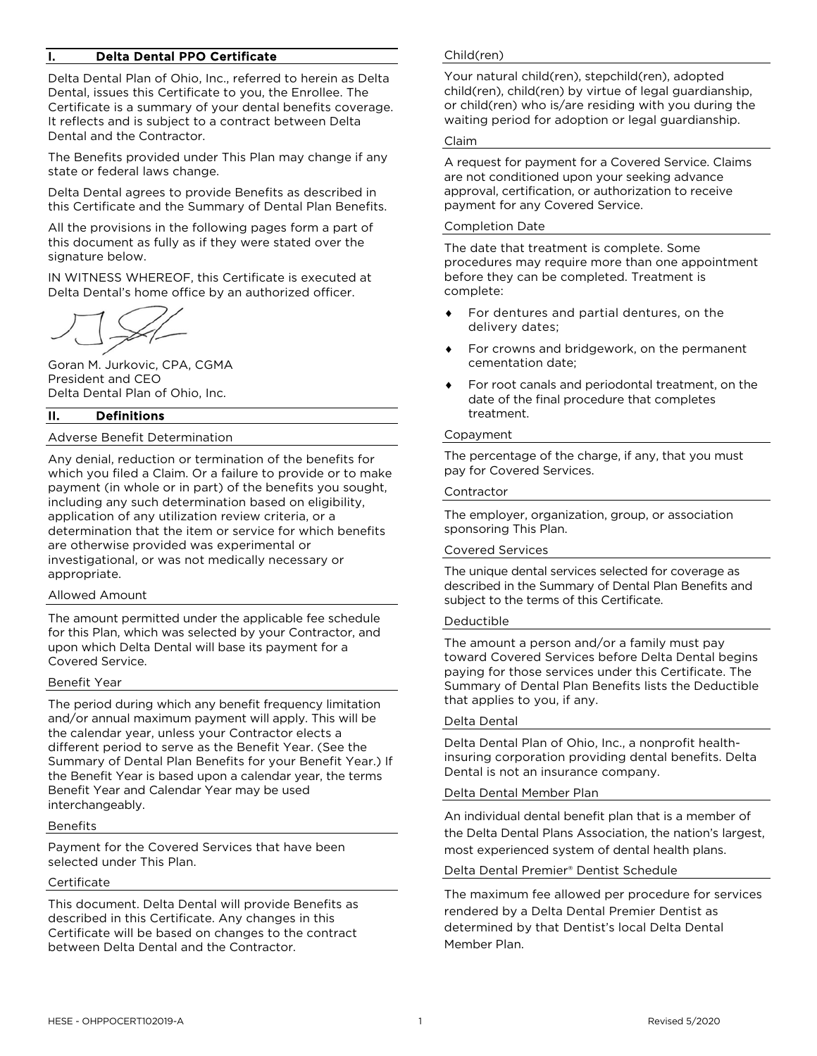## I. Delta Dental PPO Certificate

Delta Dental Plan of Ohio, Inc., referred to herein as Delta Dental, issues this Certificate to you, the Enrollee. The Certificate is a summary of your dental benefits coverage. It reflects and is subject to a contract between Delta Dental and the Contractor.

The Benefits provided under This Plan may change if any state or federal laws change.

Delta Dental agrees to provide Benefits as described in this Certificate and the Summary of Dental Plan Benefits.

All the provisions in the following pages form a part of this document as fully as if they were stated over the signature below.

IN WITNESS WHEREOF, this Certificate is executed at Delta Dental's home office by an authorized officer.

Goran M. Jurkovic, CPA, CGMA
President and CEO
Delta Dental Plan of Ohio, Inc.

## II. Definitions

### Adverse Benefit Determination

Any denial, reduction or termination of the benefits for which you filed a Claim. Or a failure to provide or to make payment (in whole or in part) of the benefits you sought, including any such determination based on eligibility, application of any utilization review criteria, or a determination that the item or service for which benefits are otherwise provided was experimental or investigational, or was not medically necessary or appropriate.

### Allowed Amount

The amount permitted under the applicable fee schedule for this Plan, which was selected by your Contractor, and upon which Delta Dental will base its payment for a Covered Service.

### Benefit Year

The period during which any benefit frequency limitation and/or annual maximum payment will apply. This will be the calendar year, unless your Contractor elects a different period to serve as the Benefit Year. (See the Summary of Dental Plan Benefits for your Benefit Year.) If the Benefit Year is based upon a calendar year, the terms Benefit Year and Calendar Year may be used interchangeably.

### Benefits

Payment for the Covered Services that have been selected under This Plan.

### Certificate

This document. Delta Dental will provide Benefits as described in this Certificate. Any changes in this Certificate will be based on changes to the contract between Delta Dental and the Contractor.

### Child(ren)

Your natural child(ren), stepchild(ren), adopted child(ren), child(ren) by virtue of legal guardianship, or child(ren) who is/are residing with you during the waiting period for adoption or legal guardianship.

### Claim

A request for payment for a Covered Service. Claims are not conditioned upon your seeking advance approval, certification, or authorization to receive payment for any Covered Service.

### Completion Date

The date that treatment is complete. Some procedures may require more than one appointment before they can be completed. Treatment is complete:

- For dentures and partial dentures, on the delivery dates;
- For crowns and bridgework, on the permanent cementation date;
- For root canals and periodontal treatment, on the date of the final procedure that completes treatment.

### Copayment

The percentage of the charge, if any, that you must pay for Covered Services.

### Contractor

The employer, organization, group, or association sponsoring This Plan.

### Covered Services

The unique dental services selected for coverage as described in the Summary of Dental Plan Benefits and subject to the terms of this Certificate.

### Deductible

The amount a person and/or a family must pay toward Covered Services before Delta Dental begins paying for those services under this Certificate. The Summary of Dental Plan Benefits lists the Deductible that applies to you, if any.

### Delta Dental

Delta Dental Plan of Ohio, Inc., a nonprofit health-insuring corporation providing dental benefits. Delta Dental is not an insurance company.

### Delta Dental Member Plan

An individual dental benefit plan that is a member of the Delta Dental Plans Association, the nation's largest, most experienced system of dental health plans.

### Delta Dental Premier® Dentist Schedule

The maximum fee allowed per procedure for services rendered by a Delta Dental Premier Dentist as determined by that Dentist's local Delta Dental Member Plan.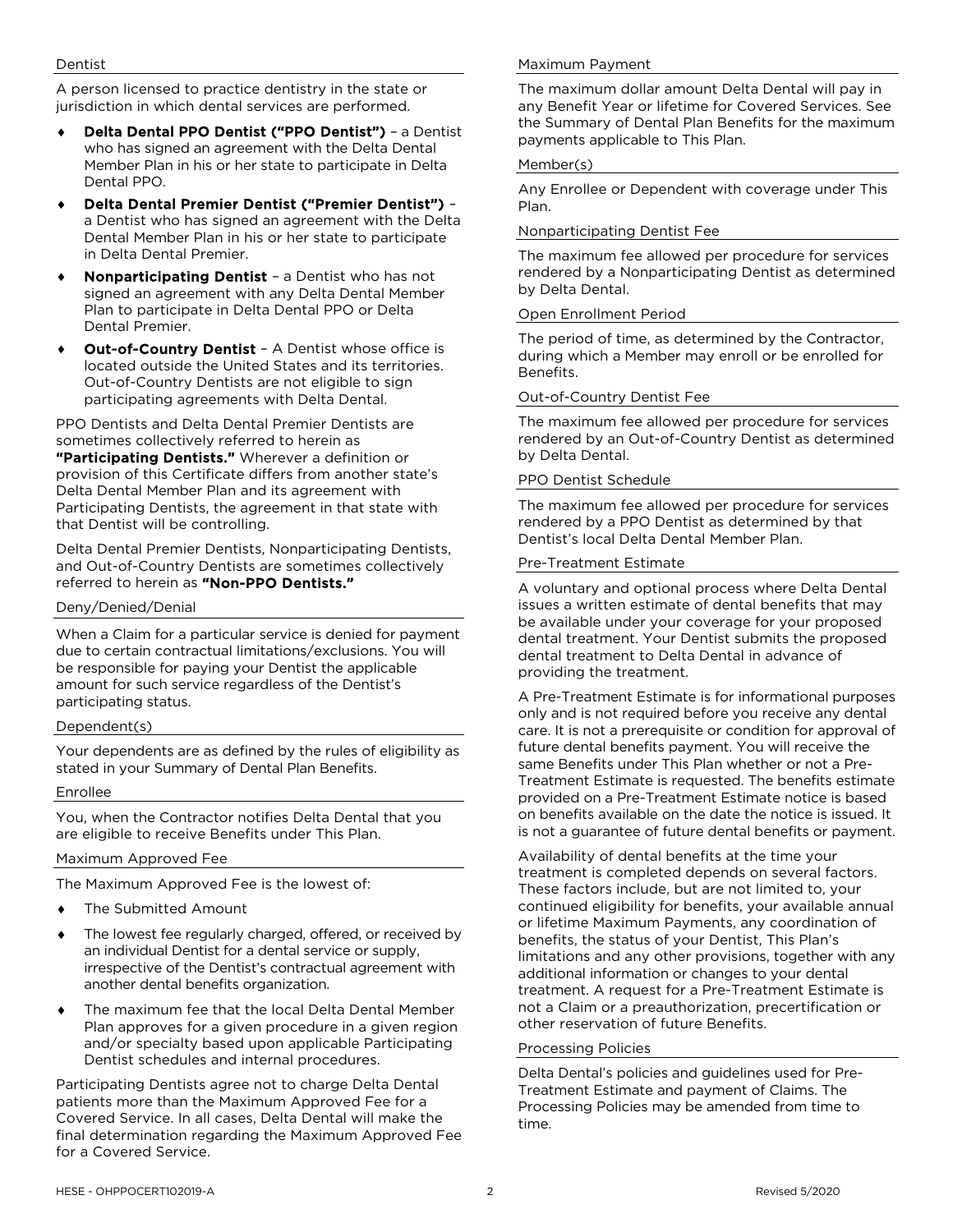### Dentist

A person licensed to practice dentistry in the state or jurisdiction in which dental services are performed.

- **Delta Dental PPO Dentist ("PPO Dentist")** – a Dentist who has signed an agreement with the Delta Dental Member Plan in his or her state to participate in Delta Dental PPO.
- **Delta Dental Premier Dentist ("Premier Dentist")** – a Dentist who has signed an agreement with the Delta Dental Member Plan in his or her state to participate in Delta Dental Premier.
- **Nonparticipating Dentist** – a Dentist who has not signed an agreement with any Delta Dental Member Plan to participate in Delta Dental PPO or Delta Dental Premier.
- **Out-of-Country Dentist** – A Dentist whose office is located outside the United States and its territories. Out-of-Country Dentists are not eligible to sign participating agreements with Delta Dental.

PPO Dentists and Delta Dental Premier Dentists are sometimes collectively referred to herein as **"Participating Dentists."** Wherever a definition or provision of this Certificate differs from another state's Delta Dental Member Plan and its agreement with Participating Dentists, the agreement in that state with that Dentist will be controlling.

Delta Dental Premier Dentists, Nonparticipating Dentists, and Out-of-Country Dentists are sometimes collectively referred to herein as **"Non-PPO Dentists."**

### Deny/Denied/Denial

When a Claim for a particular service is denied for payment due to certain contractual limitations/exclusions. You will be responsible for paying your Dentist the applicable amount for such service regardless of the Dentist's participating status.

### Dependent(s)

Your dependents are as defined by the rules of eligibility as stated in your Summary of Dental Plan Benefits.

### Enrollee

You, when the Contractor notifies Delta Dental that you are eligible to receive Benefits under This Plan.

### Maximum Approved Fee

The Maximum Approved Fee is the lowest of:

- The Submitted Amount
- The lowest fee regularly charged, offered, or received by an individual Dentist for a dental service or supply, irrespective of the Dentist's contractual agreement with another dental benefits organization.
- The maximum fee that the local Delta Dental Member Plan approves for a given procedure in a given region and/or specialty based upon applicable Participating Dentist schedules and internal procedures.

Participating Dentists agree not to charge Delta Dental patients more than the Maximum Approved Fee for a Covered Service. In all cases, Delta Dental will make the final determination regarding the Maximum Approved Fee for a Covered Service.

### Maximum Payment

The maximum dollar amount Delta Dental will pay in any Benefit Year or lifetime for Covered Services. See the Summary of Dental Plan Benefits for the maximum payments applicable to This Plan.

### Member(s)

Any Enrollee or Dependent with coverage under This Plan.

### Nonparticipating Dentist Fee

The maximum fee allowed per procedure for services rendered by a Nonparticipating Dentist as determined by Delta Dental.

### Open Enrollment Period

The period of time, as determined by the Contractor, during which a Member may enroll or be enrolled for Benefits.

### Out-of-Country Dentist Fee

The maximum fee allowed per procedure for services rendered by an Out-of-Country Dentist as determined by Delta Dental.

### PPO Dentist Schedule

The maximum fee allowed per procedure for services rendered by a PPO Dentist as determined by that Dentist's local Delta Dental Member Plan.

### Pre-Treatment Estimate

A voluntary and optional process where Delta Dental issues a written estimate of dental benefits that may be available under your coverage for your proposed dental treatment. Your Dentist submits the proposed dental treatment to Delta Dental in advance of providing the treatment.

A Pre-Treatment Estimate is for informational purposes only and is not required before you receive any dental care. It is not a prerequisite or condition for approval of future dental benefits payment. You will receive the same Benefits under This Plan whether or not a Pre-Treatment Estimate is requested. The benefits estimate provided on a Pre-Treatment Estimate notice is based on benefits available on the date the notice is issued. It is not a guarantee of future dental benefits or payment.

Availability of dental benefits at the time your treatment is completed depends on several factors. These factors include, but are not limited to, your continued eligibility for benefits, your available annual or lifetime Maximum Payments, any coordination of benefits, the status of your Dentist, This Plan's limitations and any other provisions, together with any additional information or changes to your dental treatment. A request for a Pre-Treatment Estimate is not a Claim or a preauthorization, precertification or other reservation of future Benefits.

### Processing Policies

Delta Dental's policies and guidelines used for Pre-Treatment Estimate and payment of Claims. The Processing Policies may be amended from time to time.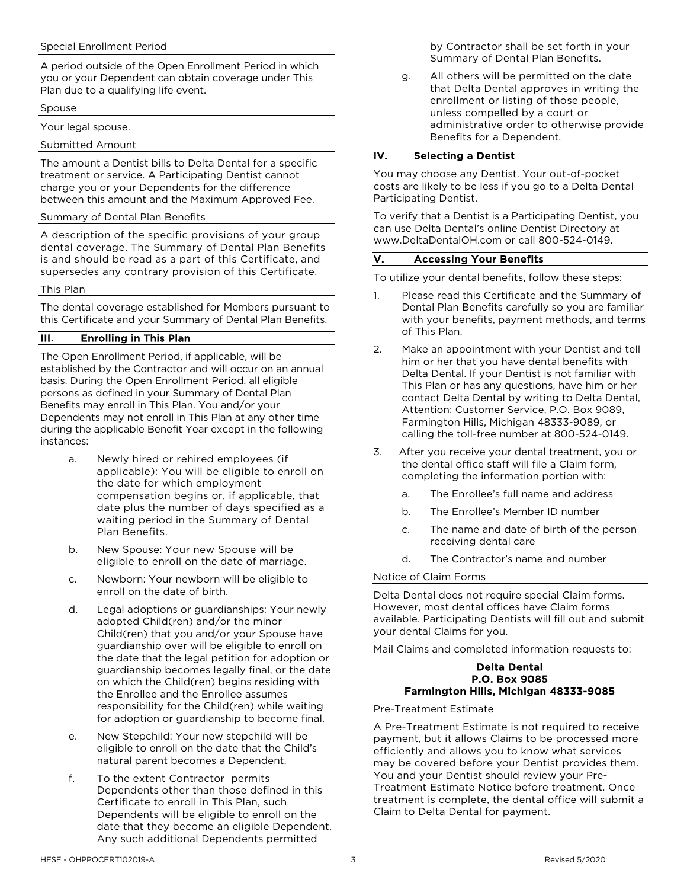Special Enrollment Period

A period outside of the Open Enrollment Period in which you or your Dependent can obtain coverage under This Plan due to a qualifying life event.

Spouse

Your legal spouse.

Submitted Amount

The amount a Dentist bills to Delta Dental for a specific treatment or service. A Participating Dentist cannot charge you or your Dependents for the difference between this amount and the Maximum Approved Fee.

Summary of Dental Plan Benefits

A description of the specific provisions of your group dental coverage. The Summary of Dental Plan Benefits is and should be read as a part of this Certificate, and supersedes any contrary provision of this Certificate.

This Plan

The dental coverage established for Members pursuant to this Certificate and your Summary of Dental Plan Benefits.

## III. Enrolling in This Plan

The Open Enrollment Period, if applicable, will be established by the Contractor and will occur on an annual basis. During the Open Enrollment Period, all eligible persons as defined in your Summary of Dental Plan Benefits may enroll in This Plan. You and/or your Dependents may not enroll in This Plan at any other time during the applicable Benefit Year except in the following instances:

a. Newly hired or rehired employees (if applicable): You will be eligible to enroll on the date for which employment compensation begins or, if applicable, that date plus the number of days specified as a waiting period in the Summary of Dental Plan Benefits.

b. New Spouse: Your new Spouse will be eligible to enroll on the date of marriage.

c. Newborn: Your newborn will be eligible to enroll on the date of birth.

d. Legal adoptions or guardianships: Your newly adopted Child(ren) and/or the minor Child(ren) that you and/or your Spouse have guardianship over will be eligible to enroll on the date that the legal petition for adoption or guardianship becomes legally final, or the date on which the Child(ren) begins residing with the Enrollee and the Enrollee assumes responsibility for the Child(ren) while waiting for adoption or guardianship to become final.

e. New Stepchild: Your new stepchild will be eligible to enroll on the date that the Child's natural parent becomes a Dependent.

f. To the extent Contractor permits Dependents other than those defined in this Certificate to enroll in This Plan, such Dependents will be eligible to enroll on the date that they become an eligible Dependent. Any such additional Dependents permitted by Contractor shall be set forth in your Summary of Dental Plan Benefits.

g. All others will be permitted on the date that Delta Dental approves in writing the enrollment or listing of those people, unless compelled by a court or administrative order to otherwise provide Benefits for a Dependent.

## IV. Selecting a Dentist

You may choose any Dentist. Your out-of-pocket costs are likely to be less if you go to a Delta Dental Participating Dentist.

To verify that a Dentist is a Participating Dentist, you can use Delta Dental's online Dentist Directory at www.DeltaDentalOH.com or call 800-524-0149.

## V. Accessing Your Benefits

To utilize your dental benefits, follow these steps:

1. Please read this Certificate and the Summary of Dental Plan Benefits carefully so you are familiar with your benefits, payment methods, and terms of This Plan.

2. Make an appointment with your Dentist and tell him or her that you have dental benefits with Delta Dental. If your Dentist is not familiar with This Plan or has any questions, have him or her contact Delta Dental by writing to Delta Dental, Attention: Customer Service, P.O. Box 9089, Farmington Hills, Michigan 48333-9089, or calling the toll-free number at 800-524-0149.

3. After you receive your dental treatment, you or the dental office staff will file a Claim form, completing the information portion with:
   a. The Enrollee's full name and address
   b. The Enrollee's Member ID number
   c. The name and date of birth of the person receiving dental care
   d. The Contractor's name and number

Notice of Claim Forms

Delta Dental does not require special Claim forms. However, most dental offices have Claim forms available. Participating Dentists will fill out and submit your dental Claims for you.

Mail Claims and completed information requests to:

**Delta Dental**
**P.O. Box 9085**
**Farmington Hills, Michigan 48333-9085**

Pre-Treatment Estimate

A Pre-Treatment Estimate is not required to receive payment, but it allows Claims to be processed more efficiently and allows you to know what services may be covered before your Dentist provides them. You and your Dentist should review your Pre-Treatment Estimate Notice before treatment. Once treatment is complete, the dental office will submit a Claim to Delta Dental for payment.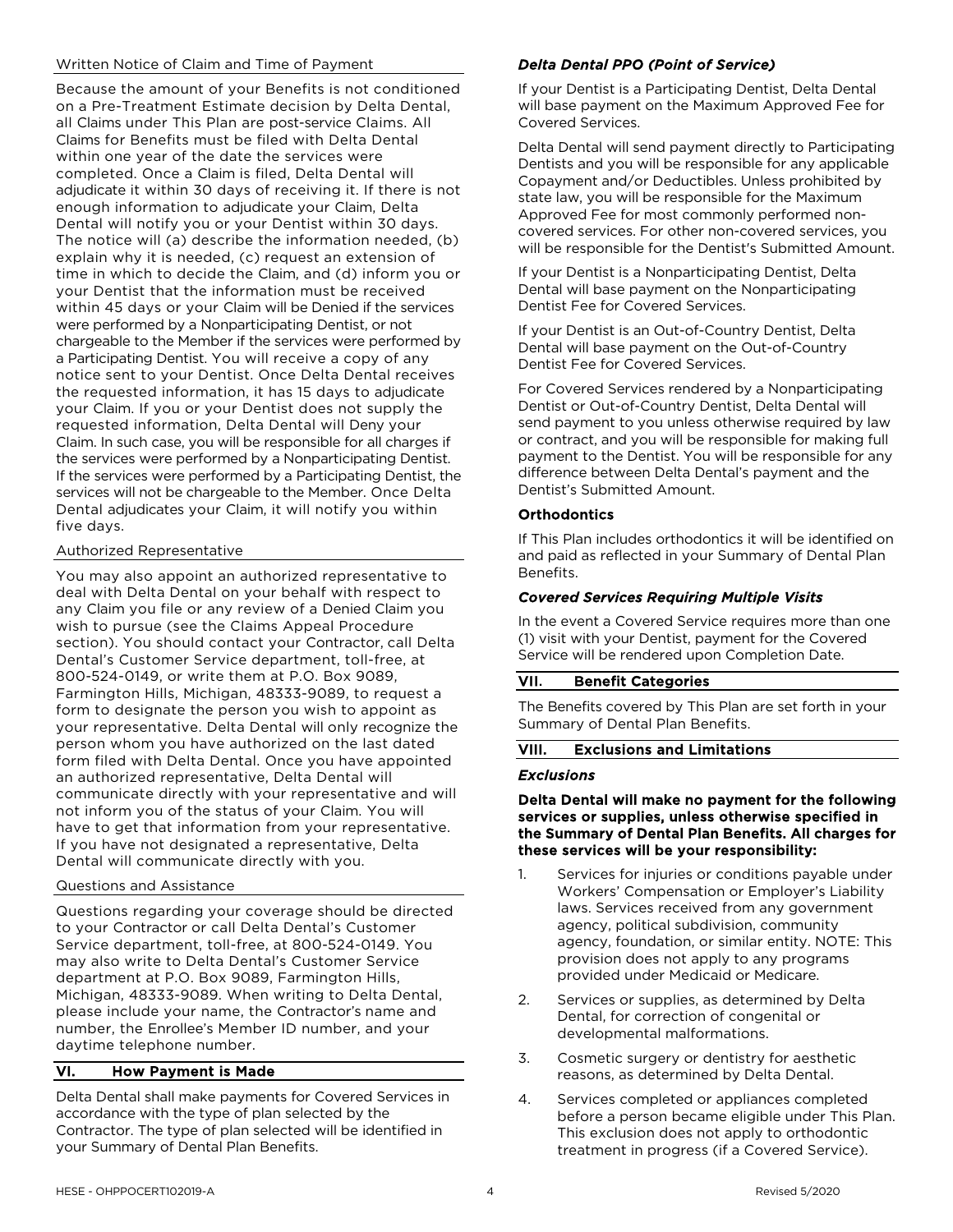#### Written Notice of Claim and Time of Payment

Because the amount of your Benefits is not conditioned on a Pre-Treatment Estimate decision by Delta Dental, all Claims under This Plan are post-service Claims. All Claims for Benefits must be filed with Delta Dental within one year of the date the services were completed. Once a Claim is filed, Delta Dental will adjudicate it within 30 days of receiving it. If there is not enough information to adjudicate your Claim, Delta Dental will notify you or your Dentist within 30 days. The notice will (a) describe the information needed, (b) explain why it is needed, (c) request an extension of time in which to decide the Claim, and (d) inform you or your Dentist that the information must be received within 45 days or your Claim will be Denied if the services were performed by a Nonparticipating Dentist, or not chargeable to the Member if the services were performed by a Participating Dentist. You will receive a copy of any notice sent to your Dentist. Once Delta Dental receives the requested information, it has 15 days to adjudicate your Claim. If you or your Dentist does not supply the requested information, Delta Dental will Deny your Claim. In such case, you will be responsible for all charges if the services were performed by a Nonparticipating Dentist. If the services were performed by a Participating Dentist, the services will not be chargeable to the Member. Once Delta Dental adjudicates your Claim, it will notify you within five days.

#### Authorized Representative

You may also appoint an authorized representative to deal with Delta Dental on your behalf with respect to any Claim you file or any review of a Denied Claim you wish to pursue (see the Claims Appeal Procedure section). You should contact your Contractor, call Delta Dental's Customer Service department, toll-free, at 800-524-0149, or write them at P.O. Box 9089, Farmington Hills, Michigan, 48333-9089, to request a form to designate the person you wish to appoint as your representative. Delta Dental will only recognize the person whom you have authorized on the last dated form filed with Delta Dental. Once you have appointed an authorized representative, Delta Dental will communicate directly with your representative and will not inform you of the status of your Claim. You will have to get that information from your representative. If you have not designated a representative, Delta Dental will communicate directly with you.

#### Questions and Assistance

Questions regarding your coverage should be directed to your Contractor or call Delta Dental's Customer Service department, toll-free, at 800-524-0149. You may also write to Delta Dental's Customer Service department at P.O. Box 9089, Farmington Hills, Michigan, 48333-9089. When writing to Delta Dental, please include your name, the Contractor's name and number, the Enrollee's Member ID number, and your daytime telephone number.

## VI. How Payment is Made

Delta Dental shall make payments for Covered Services in accordance with the type of plan selected by the Contractor. The type of plan selected will be identified in your Summary of Dental Plan Benefits.

### *Delta Dental PPO (Point of Service)*

If your Dentist is a Participating Dentist, Delta Dental will base payment on the Maximum Approved Fee for Covered Services.

Delta Dental will send payment directly to Participating Dentists and you will be responsible for any applicable Copayment and/or Deductibles. Unless prohibited by state law, you will be responsible for the Maximum Approved Fee for most commonly performed non-covered services. For other non-covered services, you will be responsible for the Dentist's Submitted Amount.

If your Dentist is a Nonparticipating Dentist, Delta Dental will base payment on the Nonparticipating Dentist Fee for Covered Services.

If your Dentist is an Out-of-Country Dentist, Delta Dental will base payment on the Out-of-Country Dentist Fee for Covered Services.

For Covered Services rendered by a Nonparticipating Dentist or Out-of-Country Dentist, Delta Dental will send payment to you unless otherwise required by law or contract, and you will be responsible for making full payment to the Dentist. You will be responsible for any difference between Delta Dental's payment and the Dentist's Submitted Amount.

### Orthodontics

If This Plan includes orthodontics it will be identified on and paid as reflected in your Summary of Dental Plan Benefits.

### *Covered Services Requiring Multiple Visits*

In the event a Covered Service requires more than one (1) visit with your Dentist, payment for the Covered Service will be rendered upon Completion Date.

## VII. Benefit Categories

The Benefits covered by This Plan are set forth in your Summary of Dental Plan Benefits.

## VIII. Exclusions and Limitations

### *Exclusions*

**Delta Dental will make no payment for the following services or supplies, unless otherwise specified in the Summary of Dental Plan Benefits. All charges for these services will be your responsibility:**

1. Services for injuries or conditions payable under Workers' Compensation or Employer's Liability laws. Services received from any government agency, political subdivision, community agency, foundation, or similar entity. NOTE: This provision does not apply to any programs provided under Medicaid or Medicare.
2. Services or supplies, as determined by Delta Dental, for correction of congenital or developmental malformations.
3. Cosmetic surgery or dentistry for aesthetic reasons, as determined by Delta Dental.
4. Services completed or appliances completed before a person became eligible under This Plan. This exclusion does not apply to orthodontic treatment in progress (if a Covered Service).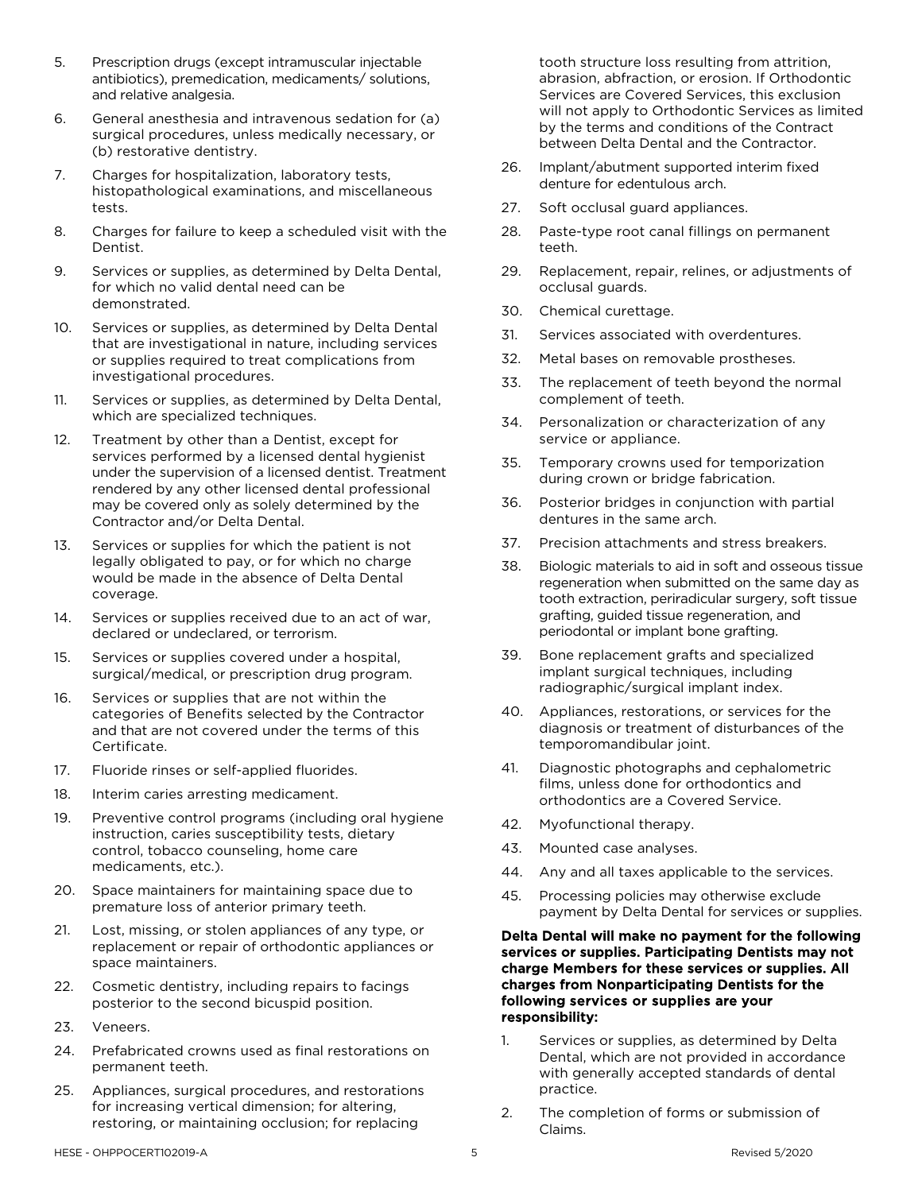5. Prescription drugs (except intramuscular injectable antibiotics), premedication, medicaments/ solutions, and relative analgesia.
6. General anesthesia and intravenous sedation for (a) surgical procedures, unless medically necessary, or (b) restorative dentistry.
7. Charges for hospitalization, laboratory tests, histopathological examinations, and miscellaneous tests.
8. Charges for failure to keep a scheduled visit with the Dentist.
9. Services or supplies, as determined by Delta Dental, for which no valid dental need can be demonstrated.
10. Services or supplies, as determined by Delta Dental that are investigational in nature, including services or supplies required to treat complications from investigational procedures.
11. Services or supplies, as determined by Delta Dental, which are specialized techniques.
12. Treatment by other than a Dentist, except for services performed by a licensed dental hygienist under the supervision of a licensed dentist. Treatment rendered by any other licensed dental professional may be covered only as solely determined by the Contractor and/or Delta Dental.
13. Services or supplies for which the patient is not legally obligated to pay, or for which no charge would be made in the absence of Delta Dental coverage.
14. Services or supplies received due to an act of war, declared or undeclared, or terrorism.
15. Services or supplies covered under a hospital, surgical/medical, or prescription drug program.
16. Services or supplies that are not within the categories of Benefits selected by the Contractor and that are not covered under the terms of this Certificate.
17. Fluoride rinses or self-applied fluorides.
18. Interim caries arresting medicament.
19. Preventive control programs (including oral hygiene instruction, caries susceptibility tests, dietary control, tobacco counseling, home care medicaments, etc.).
20. Space maintainers for maintaining space due to premature loss of anterior primary teeth.
21. Lost, missing, or stolen appliances of any type, or replacement or repair of orthodontic appliances or space maintainers.
22. Cosmetic dentistry, including repairs to facings posterior to the second bicuspid position.
23. Veneers.
24. Prefabricated crowns used as final restorations on permanent teeth.
25. Appliances, surgical procedures, and restorations for increasing vertical dimension; for altering, restoring, or maintaining occlusion; for replacing tooth structure loss resulting from attrition, abrasion, abfraction, or erosion. If Orthodontic Services are Covered Services, this exclusion will not apply to Orthodontic Services as limited by the terms and conditions of the Contract between Delta Dental and the Contractor.
26. Implant/abutment supported interim fixed denture for edentulous arch.
27. Soft occlusal guard appliances.
28. Paste-type root canal fillings on permanent teeth.
29. Replacement, repair, relines, or adjustments of occlusal guards.
30. Chemical curettage.
31. Services associated with overdentures.
32. Metal bases on removable prostheses.
33. The replacement of teeth beyond the normal complement of teeth.
34. Personalization or characterization of any service or appliance.
35. Temporary crowns used for temporization during crown or bridge fabrication.
36. Posterior bridges in conjunction with partial dentures in the same arch.
37. Precision attachments and stress breakers.
38. Biologic materials to aid in soft and osseous tissue regeneration when submitted on the same day as tooth extraction, periradicular surgery, soft tissue grafting, guided tissue regeneration, and periodontal or implant bone grafting.
39. Bone replacement grafts and specialized implant surgical techniques, including radiographic/surgical implant index.
40. Appliances, restorations, or services for the diagnosis or treatment of disturbances of the temporomandibular joint.
41. Diagnostic photographs and cephalometric films, unless done for orthodontics and orthodontics are a Covered Service.
42. Myofunctional therapy.
43. Mounted case analyses.
44. Any and all taxes applicable to the services.
45. Processing policies may otherwise exclude payment by Delta Dental for services or supplies.

**Delta Dental will make no payment for the following services or supplies. Participating Dentists may not charge Members for these services or supplies. All charges from Nonparticipating Dentists for the following services or supplies are your responsibility:**

1. Services or supplies, as determined by Delta Dental, which are not provided in accordance with generally accepted standards of dental practice.
2. The completion of forms or submission of Claims.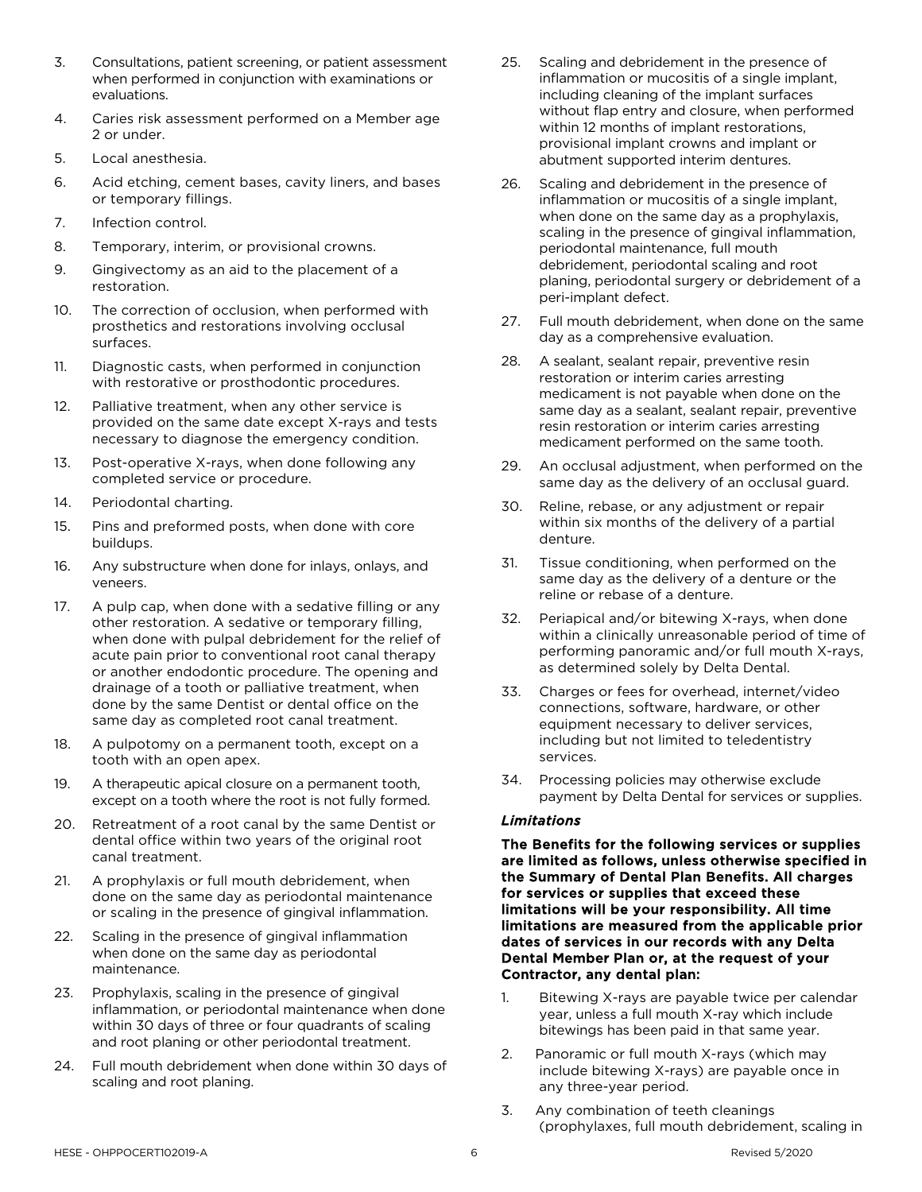3. Consultations, patient screening, or patient assessment when performed in conjunction with examinations or evaluations.
4. Caries risk assessment performed on a Member age 2 or under.
5. Local anesthesia.
6. Acid etching, cement bases, cavity liners, and bases or temporary fillings.
7. Infection control.
8. Temporary, interim, or provisional crowns.
9. Gingivectomy as an aid to the placement of a restoration.
10. The correction of occlusion, when performed with prosthetics and restorations involving occlusal surfaces.
11. Diagnostic casts, when performed in conjunction with restorative or prosthodontic procedures.
12. Palliative treatment, when any other service is provided on the same date except X-rays and tests necessary to diagnose the emergency condition.
13. Post-operative X-rays, when done following any completed service or procedure.
14. Periodontal charting.
15. Pins and preformed posts, when done with core buildups.
16. Any substructure when done for inlays, onlays, and veneers.
17. A pulp cap, when done with a sedative filling or any other restoration. A sedative or temporary filling, when done with pulpal debridement for the relief of acute pain prior to conventional root canal therapy or another endodontic procedure. The opening and drainage of a tooth or palliative treatment, when done by the same Dentist or dental office on the same day as completed root canal treatment.
18. A pulpotomy on a permanent tooth, except on a tooth with an open apex.
19. A therapeutic apical closure on a permanent tooth, except on a tooth where the root is not fully formed.
20. Retreatment of a root canal by the same Dentist or dental office within two years of the original root canal treatment.
21. A prophylaxis or full mouth debridement, when done on the same day as periodontal maintenance or scaling in the presence of gingival inflammation.
22. Scaling in the presence of gingival inflammation when done on the same day as periodontal maintenance.
23. Prophylaxis, scaling in the presence of gingival inflammation, or periodontal maintenance when done within 30 days of three or four quadrants of scaling and root planing or other periodontal treatment.
24. Full mouth debridement when done within 30 days of scaling and root planing.
25. Scaling and debridement in the presence of inflammation or mucositis of a single implant, including cleaning of the implant surfaces without flap entry and closure, when performed within 12 months of implant restorations, provisional implant crowns and implant or abutment supported interim dentures.
26. Scaling and debridement in the presence of inflammation or mucositis of a single implant, when done on the same day as a prophylaxis, scaling in the presence of gingival inflammation, periodontal maintenance, full mouth debridement, periodontal scaling and root planing, periodontal surgery or debridement of a peri-implant defect.
27. Full mouth debridement, when done on the same day as a comprehensive evaluation.
28. A sealant, sealant repair, preventive resin restoration or interim caries arresting medicament is not payable when done on the same day as a sealant, sealant repair, preventive resin restoration or interim caries arresting medicament performed on the same tooth.
29. An occlusal adjustment, when performed on the same day as the delivery of an occlusal guard.
30. Reline, rebase, or any adjustment or repair within six months of the delivery of a partial denture.
31. Tissue conditioning, when performed on the same day as the delivery of a denture or the reline or rebase of a denture.
32. Periapical and/or bitewing X-rays, when done within a clinically unreasonable period of time of performing panoramic and/or full mouth X-rays, as determined solely by Delta Dental.
33. Charges or fees for overhead, internet/video connections, software, hardware, or other equipment necessary to deliver services, including but not limited to teledentistry services.
34. Processing policies may otherwise exclude payment by Delta Dental for services or supplies.

### *Limitations*

**The Benefits for the following services or supplies are limited as follows, unless otherwise specified in the Summary of Dental Plan Benefits. All charges for services or supplies that exceed these limitations will be your responsibility. All time limitations are measured from the applicable prior dates of services in our records with any Delta Dental Member Plan or, at the request of your Contractor, any dental plan:**

1. Bitewing X-rays are payable twice per calendar year, unless a full mouth X-ray which include bitewings has been paid in that same year.
2. Panoramic or full mouth X-rays (which may include bitewing X-rays) are payable once in any three-year period.
3. Any combination of teeth cleanings (prophylaxes, full mouth debridement, scaling in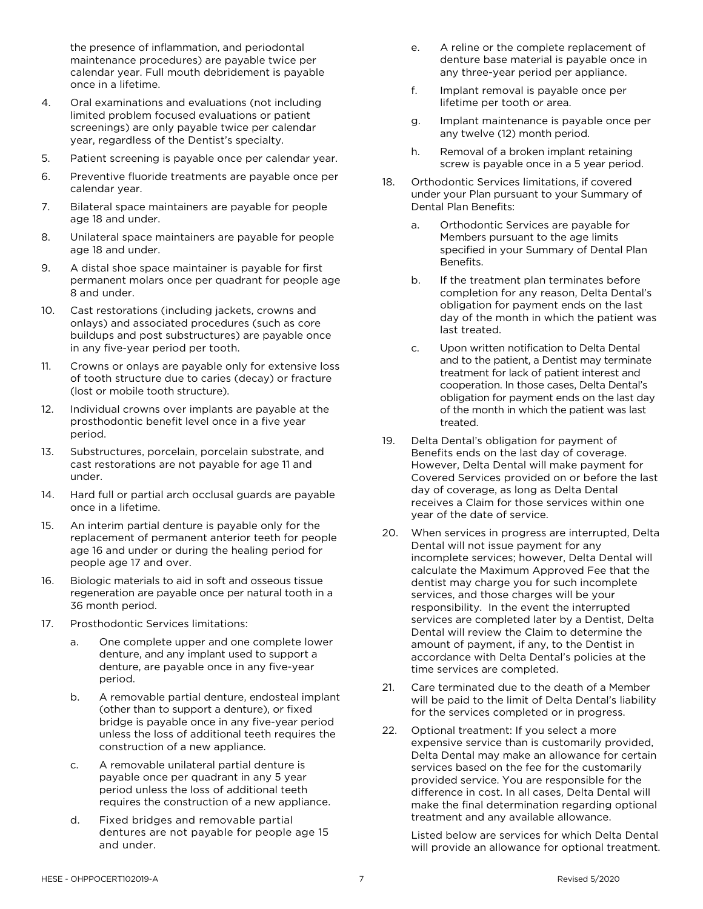the presence of inflammation, and periodontal maintenance procedures) are payable twice per calendar year. Full mouth debridement is payable once in a lifetime.

4. Oral examinations and evaluations (not including limited problem focused evaluations or patient screenings) are only payable twice per calendar year, regardless of the Dentist's specialty.
5. Patient screening is payable once per calendar year.
6. Preventive fluoride treatments are payable once per calendar year.
7. Bilateral space maintainers are payable for people age 18 and under.
8. Unilateral space maintainers are payable for people age 18 and under.
9. A distal shoe space maintainer is payable for first permanent molars once per quadrant for people age 8 and under.
10. Cast restorations (including jackets, crowns and onlays) and associated procedures (such as core buildups and post substructures) are payable once in any five-year period per tooth.
11. Crowns or onlays are payable only for extensive loss of tooth structure due to caries (decay) or fracture (lost or mobile tooth structure).
12. Individual crowns over implants are payable at the prosthodontic benefit level once in a five year period.
13. Substructures, porcelain, porcelain substrate, and cast restorations are not payable for age 11 and under.
14. Hard full or partial arch occlusal guards are payable once in a lifetime.
15. An interim partial denture is payable only for the replacement of permanent anterior teeth for people age 16 and under or during the healing period for people age 17 and over.
16. Biologic materials to aid in soft and osseous tissue regeneration are payable once per natural tooth in a 36 month period.
17. Prosthodontic Services limitations:
    a. One complete upper and one complete lower denture, and any implant used to support a denture, are payable once in any five-year period.
    b. A removable partial denture, endosteal implant (other than to support a denture), or fixed bridge is payable once in any five-year period unless the loss of additional teeth requires the construction of a new appliance.
    c. A removable unilateral partial denture is payable once per quadrant in any 5 year period unless the loss of additional teeth requires the construction of a new appliance.
    d. Fixed bridges and removable partial dentures are not payable for people age 15 and under.
    e. A reline or the complete replacement of denture base material is payable once in any three-year period per appliance.
    f. Implant removal is payable once per lifetime per tooth or area.
    g. Implant maintenance is payable once per any twelve (12) month period.
    h. Removal of a broken implant retaining screw is payable once in a 5 year period.
18. Orthodontic Services limitations, if covered under your Plan pursuant to your Summary of Dental Plan Benefits:
    a. Orthodontic Services are payable for Members pursuant to the age limits specified in your Summary of Dental Plan Benefits.
    b. If the treatment plan terminates before completion for any reason, Delta Dental's obligation for payment ends on the last day of the month in which the patient was last treated.
    c. Upon written notification to Delta Dental and to the patient, a Dentist may terminate treatment for lack of patient interest and cooperation. In those cases, Delta Dental's obligation for payment ends on the last day of the month in which the patient was last treated.
19. Delta Dental's obligation for payment of Benefits ends on the last day of coverage. However, Delta Dental will make payment for Covered Services provided on or before the last day of coverage, as long as Delta Dental receives a Claim for those services within one year of the date of service.
20. When services in progress are interrupted, Delta Dental will not issue payment for any incomplete services; however, Delta Dental will calculate the Maximum Approved Fee that the dentist may charge you for such incomplete services, and those charges will be your responsibility. In the event the interrupted services are completed later by a Dentist, Delta Dental will review the Claim to determine the amount of payment, if any, to the Dentist in accordance with Delta Dental's policies at the time services are completed.
21. Care terminated due to the death of a Member will be paid to the limit of Delta Dental's liability for the services completed or in progress.
22. Optional treatment: If you select a more expensive service than is customarily provided, Delta Dental may make an allowance for certain services based on the fee for the customarily provided service. You are responsible for the difference in cost. In all cases, Delta Dental will make the final determination regarding optional treatment and any available allowance.

    Listed below are services for which Delta Dental will provide an allowance for optional treatment.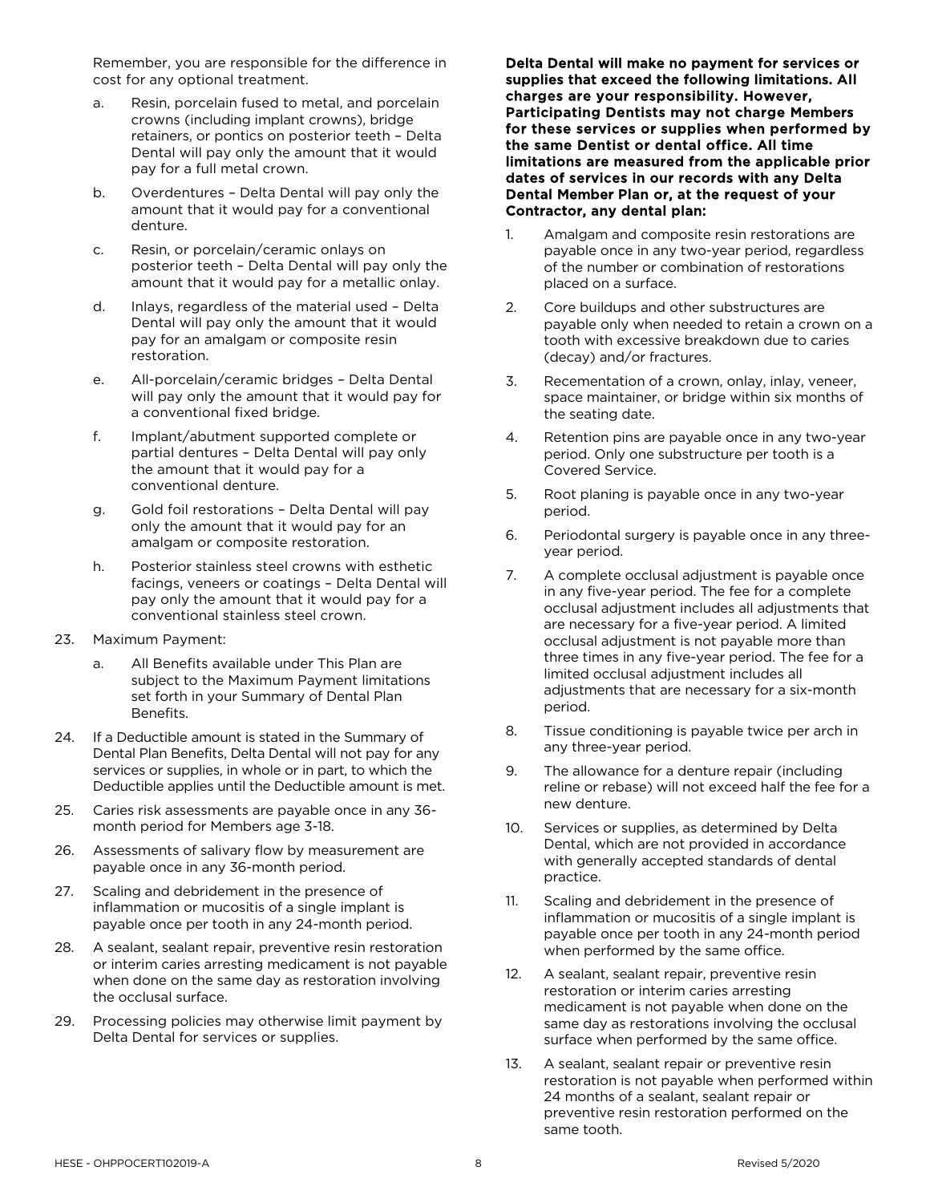Remember, you are responsible for the difference in cost for any optional treatment.

a. Resin, porcelain fused to metal, and porcelain crowns (including implant crowns), bridge retainers, or pontics on posterior teeth – Delta Dental will pay only the amount that it would pay for a full metal crown.

b. Overdentures – Delta Dental will pay only the amount that it would pay for a conventional denture.

c. Resin, or porcelain/ceramic onlays on posterior teeth – Delta Dental will pay only the amount that it would pay for a metallic onlay.

d. Inlays, regardless of the material used – Delta Dental will pay only the amount that it would pay for an amalgam or composite resin restoration.

e. All-porcelain/ceramic bridges – Delta Dental will pay only the amount that it would pay for a conventional fixed bridge.

f. Implant/abutment supported complete or partial dentures – Delta Dental will pay only the amount that it would pay for a conventional denture.

g. Gold foil restorations – Delta Dental will pay only the amount that it would pay for an amalgam or composite restoration.

h. Posterior stainless steel crowns with esthetic facings, veneers or coatings – Delta Dental will pay only the amount that it would pay for a conventional stainless steel crown.

23. Maximum Payment:

    a. All Benefits available under This Plan are subject to the Maximum Payment limitations set forth in your Summary of Dental Plan Benefits.

24. If a Deductible amount is stated in the Summary of Dental Plan Benefits, Delta Dental will not pay for any services or supplies, in whole or in part, to which the Deductible applies until the Deductible amount is met.

25. Caries risk assessments are payable once in any 36-month period for Members age 3-18.

26. Assessments of salivary flow by measurement are payable once in any 36-month period.

27. Scaling and debridement in the presence of inflammation or mucositis of a single implant is payable once per tooth in any 24-month period.

28. A sealant, sealant repair, preventive resin restoration or interim caries arresting medicament is not payable when done on the same day as restoration involving the occlusal surface.

29. Processing policies may otherwise limit payment by Delta Dental for services or supplies.

**Delta Dental will make no payment for services or supplies that exceed the following limitations. All charges are your responsibility. However, Participating Dentists may not charge Members for these services or supplies when performed by the same Dentist or dental office. All time limitations are measured from the applicable prior dates of services in our records with any Delta Dental Member Plan or, at the request of your Contractor, any dental plan:**

1. Amalgam and composite resin restorations are payable once in any two-year period, regardless of the number or combination of restorations placed on a surface.

2. Core buildups and other substructures are payable only when needed to retain a crown on a tooth with excessive breakdown due to caries (decay) and/or fractures.

3. Recementation of a crown, onlay, inlay, veneer, space maintainer, or bridge within six months of the seating date.

4. Retention pins are payable once in any two-year period. Only one substructure per tooth is a Covered Service.

5. Root planing is payable once in any two-year period.

6. Periodontal surgery is payable once in any three-year period.

7. A complete occlusal adjustment is payable once in any five-year period. The fee for a complete occlusal adjustment includes all adjustments that are necessary for a five-year period. A limited occlusal adjustment is not payable more than three times in any five-year period. The fee for a limited occlusal adjustment includes all adjustments that are necessary for a six-month period.

8. Tissue conditioning is payable twice per arch in any three-year period.

9. The allowance for a denture repair (including reline or rebase) will not exceed half the fee for a new denture.

10. Services or supplies, as determined by Delta Dental, which are not provided in accordance with generally accepted standards of dental practice.

11. Scaling and debridement in the presence of inflammation or mucositis of a single implant is payable once per tooth in any 24-month period when performed by the same office.

12. A sealant, sealant repair, preventive resin restoration or interim caries arresting medicament is not payable when done on the same day as restorations involving the occlusal surface when performed by the same office.

13. A sealant, sealant repair or preventive resin restoration is not payable when performed within 24 months of a sealant, sealant repair or preventive resin restoration performed on the same tooth.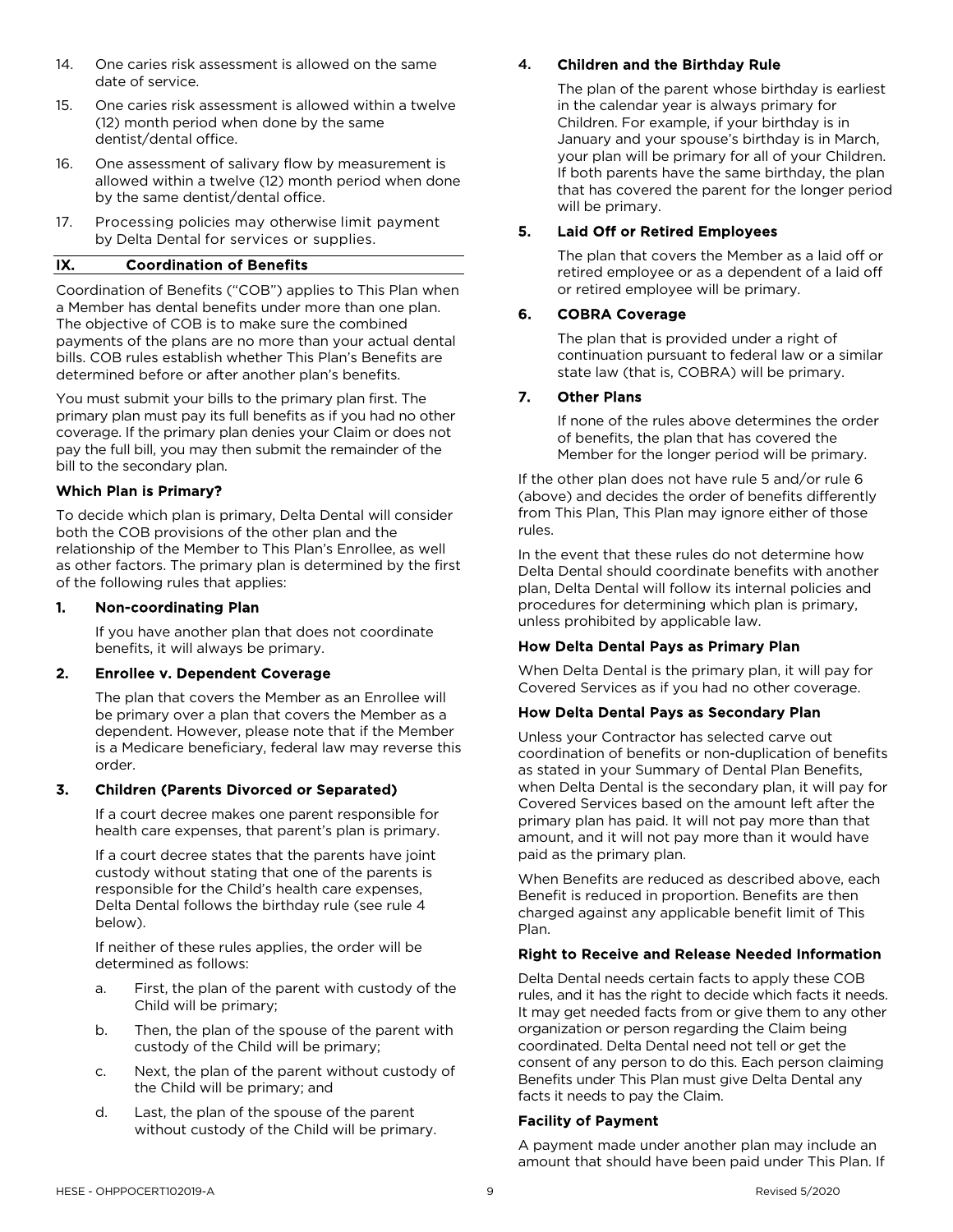14. One caries risk assessment is allowed on the same date of service.
15. One caries risk assessment is allowed within a twelve (12) month period when done by the same dentist/dental office.
16. One assessment of salivary flow by measurement is allowed within a twelve (12) month period when done by the same dentist/dental office.
17. Processing policies may otherwise limit payment by Delta Dental for services or supplies.

## IX. Coordination of Benefits

Coordination of Benefits ("COB") applies to This Plan when a Member has dental benefits under more than one plan. The objective of COB is to make sure the combined payments of the plans are no more than your actual dental bills. COB rules establish whether This Plan's Benefits are determined before or after another plan's benefits.

You must submit your bills to the primary plan first. The primary plan must pay its full benefits as if you had no other coverage. If the primary plan denies your Claim or does not pay the full bill, you may then submit the remainder of the bill to the secondary plan.

### Which Plan is Primary?

To decide which plan is primary, Delta Dental will consider both the COB provisions of the other plan and the relationship of the Member to This Plan's Enrollee, as well as other factors. The primary plan is determined by the first of the following rules that applies:

#### 1. Non-coordinating Plan

If you have another plan that does not coordinate benefits, it will always be primary.

#### 2. Enrollee v. Dependent Coverage

The plan that covers the Member as an Enrollee will be primary over a plan that covers the Member as a dependent. However, please note that if the Member is a Medicare beneficiary, federal law may reverse this order.

#### 3. Children (Parents Divorced or Separated)

If a court decree makes one parent responsible for health care expenses, that parent's plan is primary.

If a court decree states that the parents have joint custody without stating that one of the parents is responsible for the Child's health care expenses, Delta Dental follows the birthday rule (see rule 4 below).

If neither of these rules applies, the order will be determined as follows:

a. First, the plan of the parent with custody of the Child will be primary;
b. Then, the plan of the spouse of the parent with custody of the Child will be primary;
c. Next, the plan of the parent without custody of the Child will be primary; and
d. Last, the plan of the spouse of the parent without custody of the Child will be primary.

#### 4. Children and the Birthday Rule

The plan of the parent whose birthday is earliest in the calendar year is always primary for Children. For example, if your birthday is in January and your spouse's birthday is in March, your plan will be primary for all of your Children. If both parents have the same birthday, the plan that has covered the parent for the longer period will be primary.

#### 5. Laid Off or Retired Employees

The plan that covers the Member as a laid off or retired employee or as a dependent of a laid off or retired employee will be primary.

#### 6. COBRA Coverage

The plan that is provided under a right of continuation pursuant to federal law or a similar state law (that is, COBRA) will be primary.

#### 7. Other Plans

If none of the rules above determines the order of benefits, the plan that has covered the Member for the longer period will be primary.

If the other plan does not have rule 5 and/or rule 6 (above) and decides the order of benefits differently from This Plan, This Plan may ignore either of those rules.

In the event that these rules do not determine how Delta Dental should coordinate benefits with another plan, Delta Dental will follow its internal policies and procedures for determining which plan is primary, unless prohibited by applicable law.

### How Delta Dental Pays as Primary Plan

When Delta Dental is the primary plan, it will pay for Covered Services as if you had no other coverage.

### How Delta Dental Pays as Secondary Plan

Unless your Contractor has selected carve out coordination of benefits or non-duplication of benefits as stated in your Summary of Dental Plan Benefits, when Delta Dental is the secondary plan, it will pay for Covered Services based on the amount left after the primary plan has paid. It will not pay more than that amount, and it will not pay more than it would have paid as the primary plan.

When Benefits are reduced as described above, each Benefit is reduced in proportion. Benefits are then charged against any applicable benefit limit of This Plan.

### Right to Receive and Release Needed Information

Delta Dental needs certain facts to apply these COB rules, and it has the right to decide which facts it needs. It may get needed facts from or give them to any other organization or person regarding the Claim being coordinated. Delta Dental need not tell or get the consent of any person to do this. Each person claiming Benefits under This Plan must give Delta Dental any facts it needs to pay the Claim.

### Facility of Payment

A payment made under another plan may include an amount that should have been paid under This Plan. If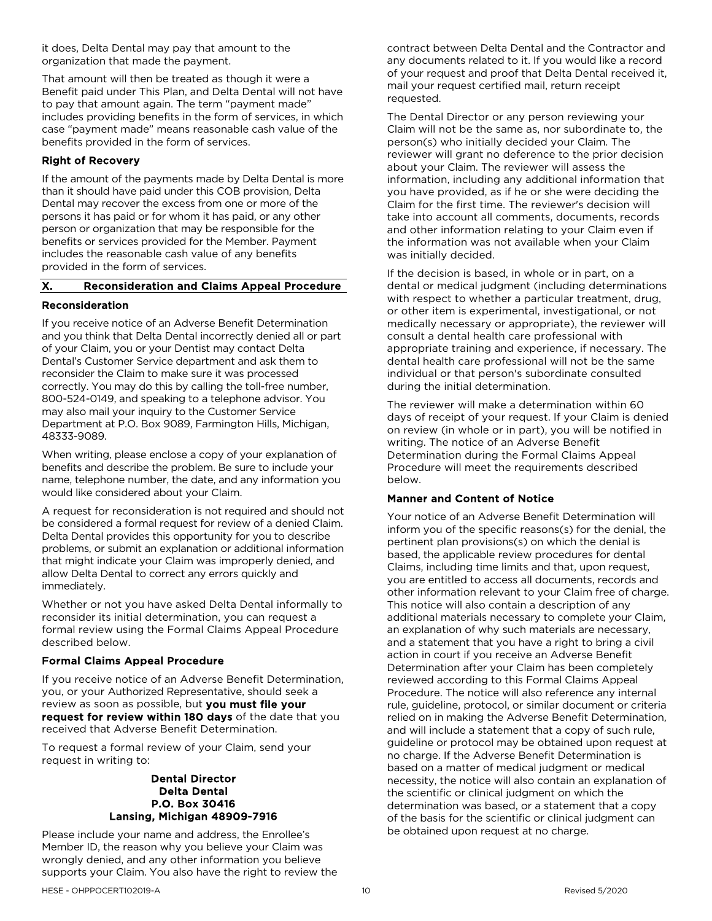it does, Delta Dental may pay that amount to the organization that made the payment.

That amount will then be treated as though it were a Benefit paid under This Plan, and Delta Dental will not have to pay that amount again. The term "payment made" includes providing benefits in the form of services, in which case "payment made" means reasonable cash value of the benefits provided in the form of services.

**Right of Recovery**

If the amount of the payments made by Delta Dental is more than it should have paid under this COB provision, Delta Dental may recover the excess from one or more of the persons it has paid or for whom it has paid, or any other person or organization that may be responsible for the benefits or services provided for the Member. Payment includes the reasonable cash value of any benefits provided in the form of services.

## X. Reconsideration and Claims Appeal Procedure

**Reconsideration**

If you receive notice of an Adverse Benefit Determination and you think that Delta Dental incorrectly denied all or part of your Claim, you or your Dentist may contact Delta Dental's Customer Service department and ask them to reconsider the Claim to make sure it was processed correctly. You may do this by calling the toll-free number, 800-524-0149, and speaking to a telephone advisor. You may also mail your inquiry to the Customer Service Department at P.O. Box 9089, Farmington Hills, Michigan, 48333-9089.

When writing, please enclose a copy of your explanation of benefits and describe the problem. Be sure to include your name, telephone number, the date, and any information you would like considered about your Claim.

A request for reconsideration is not required and should not be considered a formal request for review of a denied Claim. Delta Dental provides this opportunity for you to describe problems, or submit an explanation or additional information that might indicate your Claim was improperly denied, and allow Delta Dental to correct any errors quickly and immediately.

Whether or not you have asked Delta Dental informally to reconsider its initial determination, you can request a formal review using the Formal Claims Appeal Procedure described below.

**Formal Claims Appeal Procedure**

If you receive notice of an Adverse Benefit Determination, you, or your Authorized Representative, should seek a review as soon as possible, but **you must file your request for review within 180 days** of the date that you received that Adverse Benefit Determination.

To request a formal review of your Claim, send your request in writing to:

**Dental Director**
**Delta Dental**
**P.O. Box 30416**
**Lansing, Michigan 48909-7916**

Please include your name and address, the Enrollee's Member ID, the reason why you believe your Claim was wrongly denied, and any other information you believe supports your Claim. You also have the right to review the contract between Delta Dental and the Contractor and any documents related to it. If you would like a record of your request and proof that Delta Dental received it, mail your request certified mail, return receipt requested.

The Dental Director or any person reviewing your Claim will not be the same as, nor subordinate to, the person(s) who initially decided your Claim. The reviewer will grant no deference to the prior decision about your Claim. The reviewer will assess the information, including any additional information that you have provided, as if he or she were deciding the Claim for the first time. The reviewer's decision will take into account all comments, documents, records and other information relating to your Claim even if the information was not available when your Claim was initially decided.

If the decision is based, in whole or in part, on a dental or medical judgment (including determinations with respect to whether a particular treatment, drug, or other item is experimental, investigational, or not medically necessary or appropriate), the reviewer will consult a dental health care professional with appropriate training and experience, if necessary. The dental health care professional will not be the same individual or that person's subordinate consulted during the initial determination.

The reviewer will make a determination within 60 days of receipt of your request. If your Claim is denied on review (in whole or in part), you will be notified in writing. The notice of an Adverse Benefit Determination during the Formal Claims Appeal Procedure will meet the requirements described below.

**Manner and Content of Notice**

Your notice of an Adverse Benefit Determination will inform you of the specific reasons(s) for the denial, the pertinent plan provisions(s) on which the denial is based, the applicable review procedures for dental Claims, including time limits and that, upon request, you are entitled to access all documents, records and other information relevant to your Claim free of charge. This notice will also contain a description of any additional materials necessary to complete your Claim, an explanation of why such materials are necessary, and a statement that you have a right to bring a civil action in court if you receive an Adverse Benefit Determination after your Claim has been completely reviewed according to this Formal Claims Appeal Procedure. The notice will also reference any internal rule, guideline, protocol, or similar document or criteria relied on in making the Adverse Benefit Determination, and will include a statement that a copy of such rule, guideline or protocol may be obtained upon request at no charge. If the Adverse Benefit Determination is based on a matter of medical judgment or medical necessity, the notice will also contain an explanation of the scientific or clinical judgment on which the determination was based, or a statement that a copy of the basis for the scientific or clinical judgment can be obtained upon request at no charge.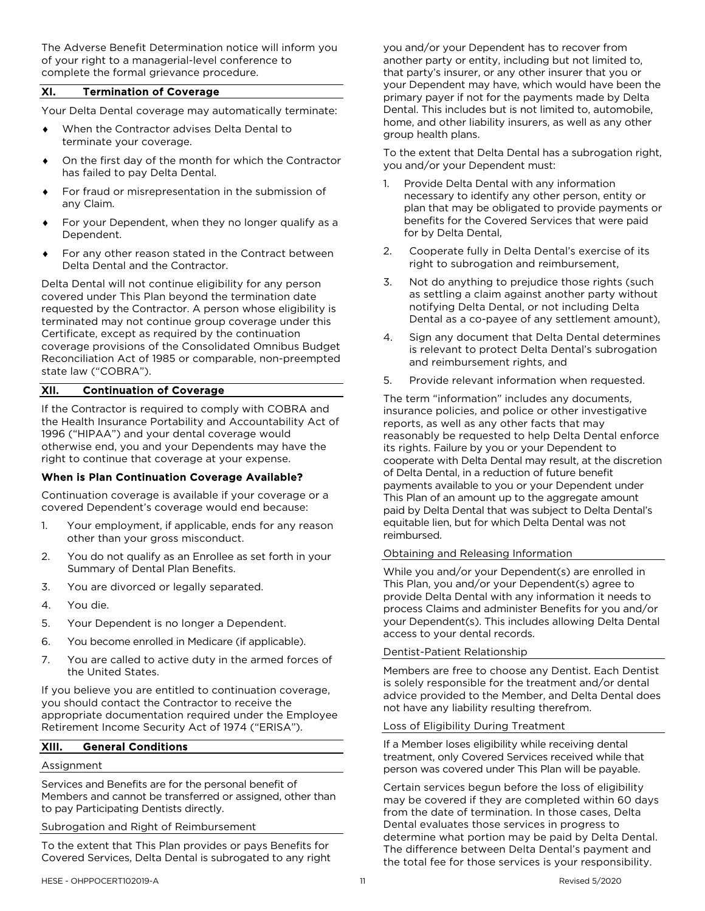The Adverse Benefit Determination notice will inform you of your right to a managerial-level conference to complete the formal grievance procedure.

## XI. Termination of Coverage

Your Delta Dental coverage may automatically terminate:

- When the Contractor advises Delta Dental to terminate your coverage.
- On the first day of the month for which the Contractor has failed to pay Delta Dental.
- For fraud or misrepresentation in the submission of any Claim.
- For your Dependent, when they no longer qualify as a Dependent.
- For any other reason stated in the Contract between Delta Dental and the Contractor.

Delta Dental will not continue eligibility for any person covered under This Plan beyond the termination date requested by the Contractor. A person whose eligibility is terminated may not continue group coverage under this Certificate, except as required by the continuation coverage provisions of the Consolidated Omnibus Budget Reconciliation Act of 1985 or comparable, non-preempted state law ("COBRA").

## XII. Continuation of Coverage

If the Contractor is required to comply with COBRA and the Health Insurance Portability and Accountability Act of 1996 ("HIPAA") and your dental coverage would otherwise end, you and your Dependents may have the right to continue that coverage at your expense.

### When is Plan Continuation Coverage Available?

Continuation coverage is available if your coverage or a covered Dependent's coverage would end because:

1. Your employment, if applicable, ends for any reason other than your gross misconduct.
2. You do not qualify as an Enrollee as set forth in your Summary of Dental Plan Benefits.
3. You are divorced or legally separated.
4. You die.
5. Your Dependent is no longer a Dependent.
6. You become enrolled in Medicare (if applicable).
7. You are called to active duty in the armed forces of the United States.

If you believe you are entitled to continuation coverage, you should contact the Contractor to receive the appropriate documentation required under the Employee Retirement Income Security Act of 1974 ("ERISA").

## XIII. General Conditions

### Assignment

Services and Benefits are for the personal benefit of Members and cannot be transferred or assigned, other than to pay Participating Dentists directly.

### Subrogation and Right of Reimbursement

To the extent that This Plan provides or pays Benefits for Covered Services, Delta Dental is subrogated to any right you and/or your Dependent has to recover from another party or entity, including but not limited to, that party's insurer, or any other insurer that you or your Dependent may have, which would have been the primary payer if not for the payments made by Delta Dental. This includes but is not limited to, automobile, home, and other liability insurers, as well as any other group health plans.

To the extent that Delta Dental has a subrogation right, you and/or your Dependent must:

1. Provide Delta Dental with any information necessary to identify any other person, entity or plan that may be obligated to provide payments or benefits for the Covered Services that were paid for by Delta Dental,
2. Cooperate fully in Delta Dental's exercise of its right to subrogation and reimbursement,
3. Not do anything to prejudice those rights (such as settling a claim against another party without notifying Delta Dental, or not including Delta Dental as a co-payee of any settlement amount),
4. Sign any document that Delta Dental determines is relevant to protect Delta Dental's subrogation and reimbursement rights, and
5. Provide relevant information when requested.

The term "information" includes any documents, insurance policies, and police or other investigative reports, as well as any other facts that may reasonably be requested to help Delta Dental enforce its rights. Failure by you or your Dependent to cooperate with Delta Dental may result, at the discretion of Delta Dental, in a reduction of future benefit payments available to you or your Dependent under This Plan of an amount up to the aggregate amount paid by Delta Dental that was subject to Delta Dental's equitable lien, but for which Delta Dental was not reimbursed.

### Obtaining and Releasing Information

While you and/or your Dependent(s) are enrolled in This Plan, you and/or your Dependent(s) agree to provide Delta Dental with any information it needs to process Claims and administer Benefits for you and/or your Dependent(s). This includes allowing Delta Dental access to your dental records.

### Dentist-Patient Relationship

Members are free to choose any Dentist. Each Dentist is solely responsible for the treatment and/or dental advice provided to the Member, and Delta Dental does not have any liability resulting therefrom.

### Loss of Eligibility During Treatment

If a Member loses eligibility while receiving dental treatment, only Covered Services received while that person was covered under This Plan will be payable.

Certain services begun before the loss of eligibility may be covered if they are completed within 60 days from the date of termination. In those cases, Delta Dental evaluates those services in progress to determine what portion may be paid by Delta Dental. The difference between Delta Dental's payment and the total fee for those services is your responsibility.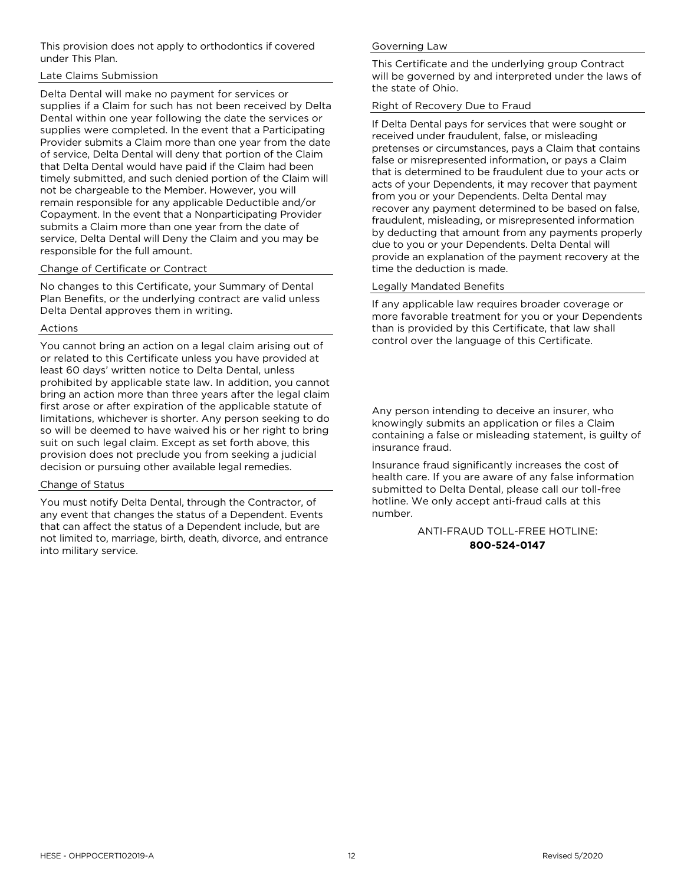This provision does not apply to orthodontics if covered under This Plan.

### Late Claims Submission

Delta Dental will make no payment for services or supplies if a Claim for such has not been received by Delta Dental within one year following the date the services or supplies were completed. In the event that a Participating Provider submits a Claim more than one year from the date of service, Delta Dental will deny that portion of the Claim that Delta Dental would have paid if the Claim had been timely submitted, and such denied portion of the Claim will not be chargeable to the Member. However, you will remain responsible for any applicable Deductible and/or Copayment. In the event that a Nonparticipating Provider submits a Claim more than one year from the date of service, Delta Dental will Deny the Claim and you may be responsible for the full amount.

### Change of Certificate or Contract

No changes to this Certificate, your Summary of Dental Plan Benefits, or the underlying contract are valid unless Delta Dental approves them in writing.

### Actions

You cannot bring an action on a legal claim arising out of or related to this Certificate unless you have provided at least 60 days' written notice to Delta Dental, unless prohibited by applicable state law. In addition, you cannot bring an action more than three years after the legal claim first arose or after expiration of the applicable statute of limitations, whichever is shorter. Any person seeking to do so will be deemed to have waived his or her right to bring suit on such legal claim. Except as set forth above, this provision does not preclude you from seeking a judicial decision or pursuing other available legal remedies.

### Change of Status

You must notify Delta Dental, through the Contractor, of any event that changes the status of a Dependent. Events that can affect the status of a Dependent include, but are not limited to, marriage, birth, death, divorce, and entrance into military service.

### Governing Law

This Certificate and the underlying group Contract will be governed by and interpreted under the laws of the state of Ohio.

### Right of Recovery Due to Fraud

If Delta Dental pays for services that were sought or received under fraudulent, false, or misleading pretenses or circumstances, pays a Claim that contains false or misrepresented information, or pays a Claim that is determined to be fraudulent due to your acts or acts of your Dependents, it may recover that payment from you or your Dependents. Delta Dental may recover any payment determined to be based on false, fraudulent, misleading, or misrepresented information by deducting that amount from any payments properly due to you or your Dependents. Delta Dental will provide an explanation of the payment recovery at the time the deduction is made.

### Legally Mandated Benefits

If any applicable law requires broader coverage or more favorable treatment for you or your Dependents than is provided by this Certificate, that law shall control over the language of this Certificate.

Any person intending to deceive an insurer, who knowingly submits an application or files a Claim containing a false or misleading statement, is guilty of insurance fraud.

Insurance fraud significantly increases the cost of health care. If you are aware of any false information submitted to Delta Dental, please call our toll-free hotline. We only accept anti-fraud calls at this number.

ANTI-FRAUD TOLL-FREE HOTLINE:
**800-524-0147**